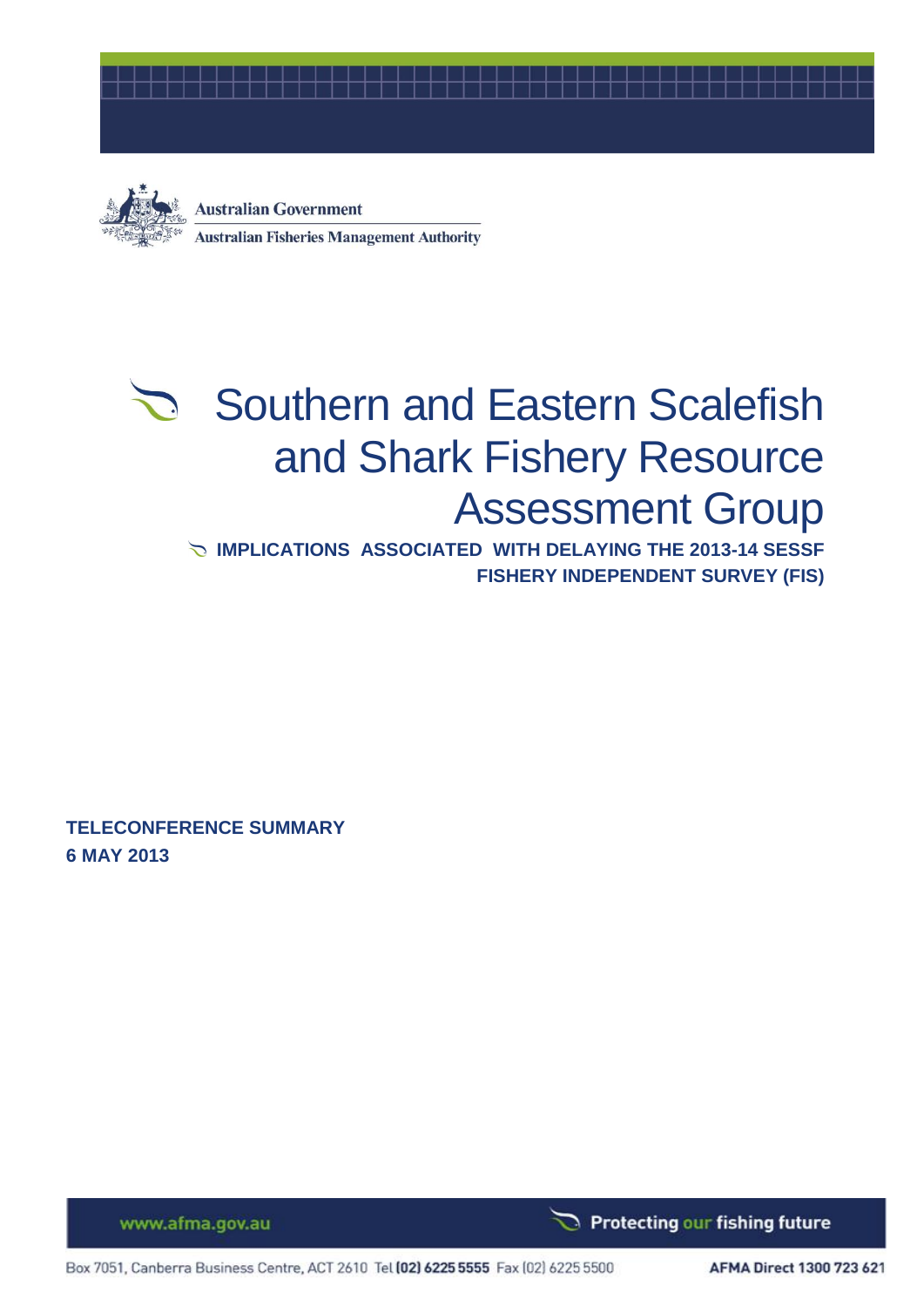Australian Government

Australian Fisheries Management Authority

# Southern and Eastern Scalefish and Shark Fishery Resource Assessment Group

## IMPLICATIONS ASSOCIATED WITH DELAYING THE 2013-14 SESSF FISHERY INDEPENDENT SURVEY (FIS)

**TELECONFERENCE SUMMARY**
**6 MAY 2013**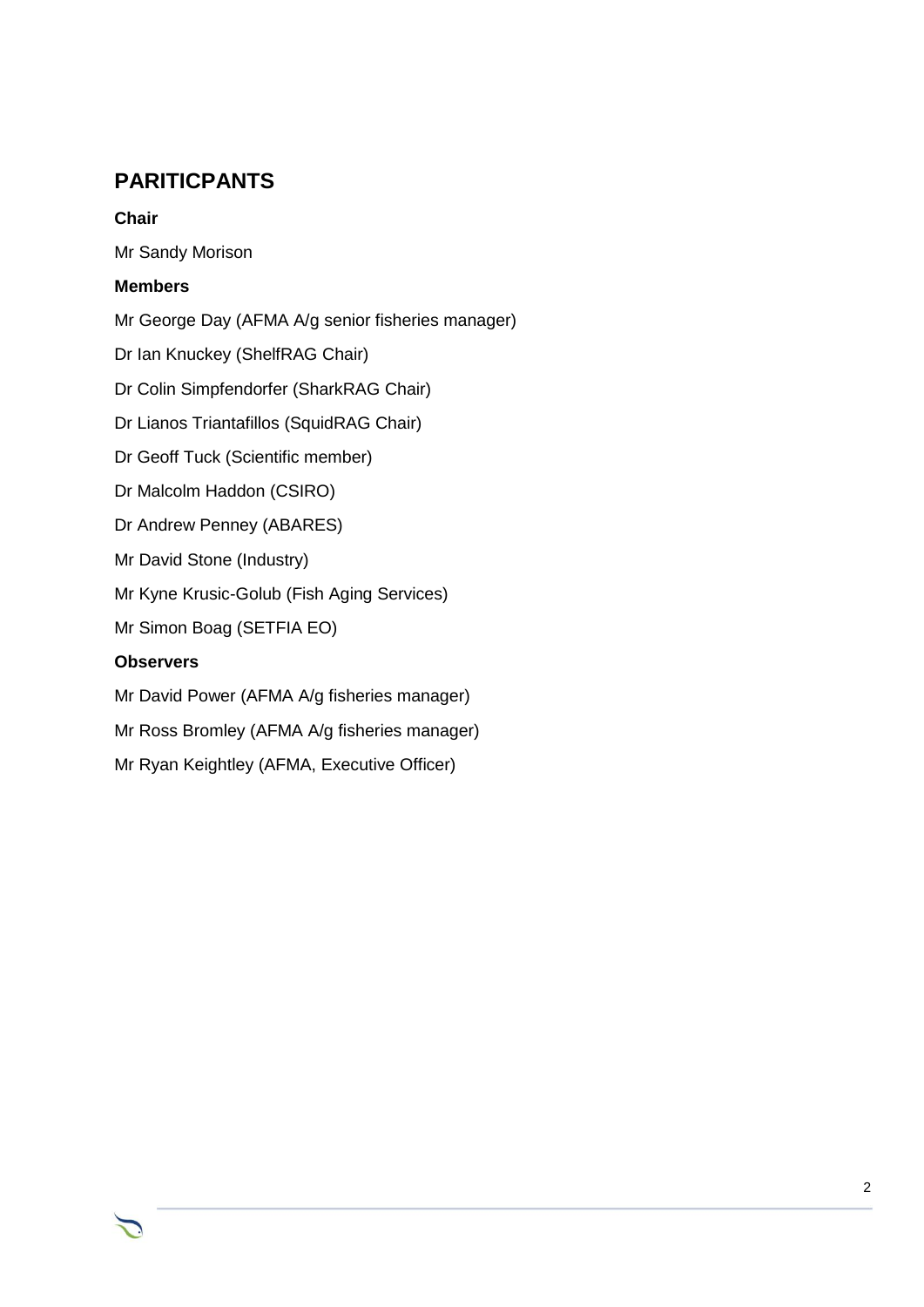## PARITICPANTS

**Chair**

Mr Sandy Morison

**Members**

Mr George Day (AFMA A/g senior fisheries manager)

Dr Ian Knuckey (ShelfRAG Chair)

Dr Colin Simpfendorfer (SharkRAG Chair)

Dr Lianos Triantafillos (SquidRAG Chair)

Dr Geoff Tuck (Scientific member)

Dr Malcolm Haddon (CSIRO)

Dr Andrew Penney (ABARES)

Mr David Stone (Industry)

Mr Kyne Krusic-Golub (Fish Aging Services)

Mr Simon Boag (SETFIA EO)

**Observers**

Mr David Power (AFMA A/g fisheries manager)

Mr Ross Bromley (AFMA A/g fisheries manager)

Mr Ryan Keightley (AFMA, Executive Officer)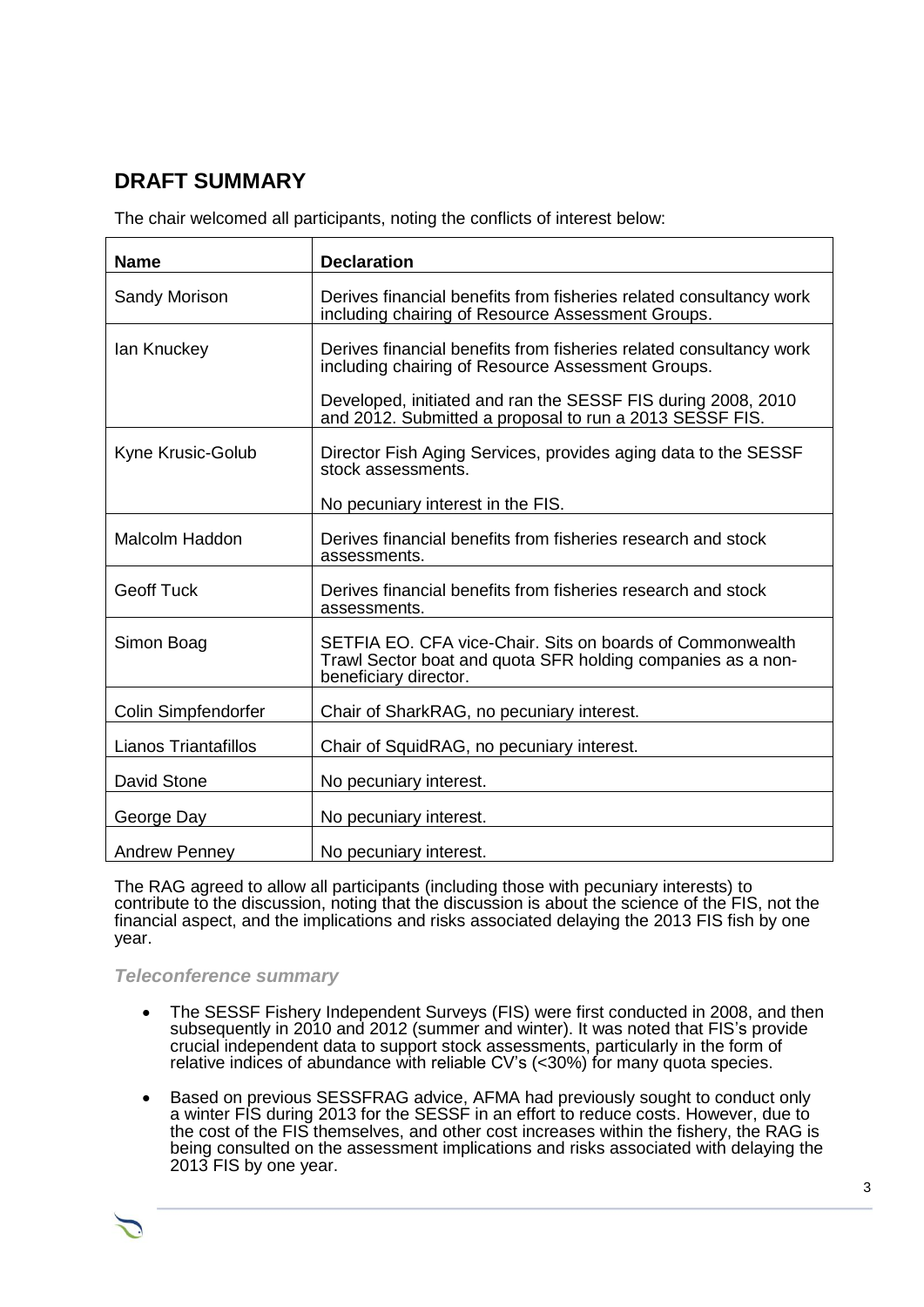## DRAFT SUMMARY

The chair welcomed all participants, noting the conflicts of interest below:

| Name | Declaration |
|---|---|
| Sandy Morison | Derives financial benefits from fisheries related consultancy work including chairing of Resource Assessment Groups. |
| Ian Knuckey | Derives financial benefits from fisheries related consultancy work including chairing of Resource Assessment Groups.<br><br>Developed, initiated and ran the SESSF FIS during 2008, 2010 and 2012. Submitted a proposal to run a 2013 SESSF FIS. |
| Kyne Krusic-Golub | Director Fish Aging Services, provides aging data to the SESSF stock assessments.<br><br>No pecuniary interest in the FIS. |
| Malcolm Haddon | Derives financial benefits from fisheries research and stock assessments. |
| Geoff Tuck | Derives financial benefits from fisheries research and stock assessments. |
| Simon Boag | SETFIA EO. CFA vice-Chair. Sits on boards of Commonwealth Trawl Sector boat and quota SFR holding companies as a non-beneficiary director. |
| Colin Simpfendorfer | Chair of SharkRAG, no pecuniary interest. |
| Lianos Triantafillos | Chair of SquidRAG, no pecuniary interest. |
| David Stone | No pecuniary interest. |
| George Day | No pecuniary interest. |
| Andrew Penney | No pecuniary interest. |

The RAG agreed to allow all participants (including those with pecuniary interests) to contribute to the discussion, noting that the discussion is about the science of the FIS, not the financial aspect, and the implications and risks associated delaying the 2013 FIS fish by one year.

### *Teleconference summary*

- The SESSF Fishery Independent Surveys (FIS) were first conducted in 2008, and then subsequently in 2010 and 2012 (summer and winter). It was noted that FIS's provide crucial independent data to support stock assessments, particularly in the form of relative indices of abundance with reliable CV's (<30%) for many quota species.
- Based on previous SESSFRAG advice, AFMA had previously sought to conduct only a winter FIS during 2013 for the SESSF in an effort to reduce costs. However, due to the cost of the FIS themselves, and other cost increases within the fishery, the RAG is being consulted on the assessment implications and risks associated with delaying the 2013 FIS by one year.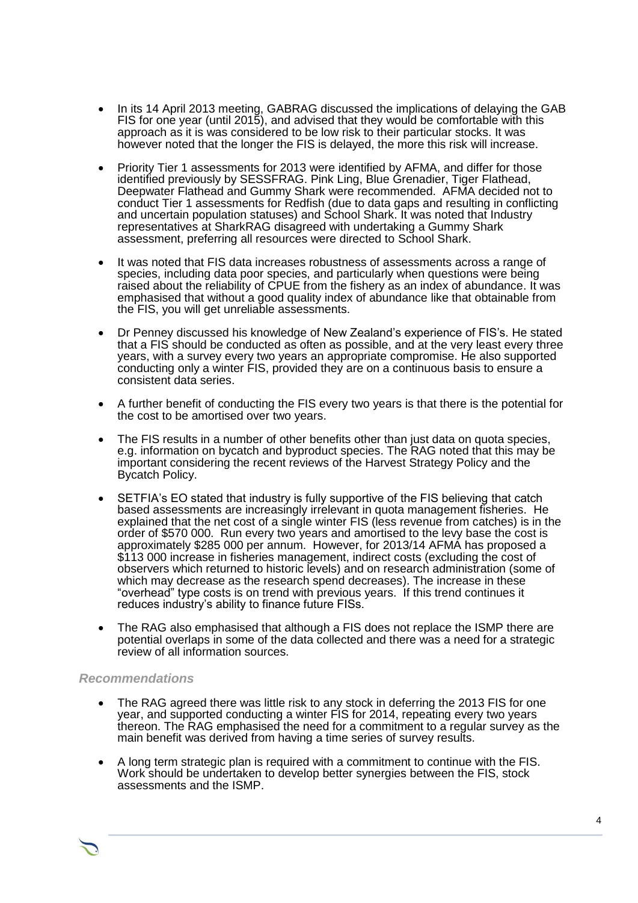- In its 14 April 2013 meeting, GABRAG discussed the implications of delaying the GAB FIS for one year (until 2015), and advised that they would be comfortable with this approach as it is was considered to be low risk to their particular stocks. It was however noted that the longer the FIS is delayed, the more this risk will increase.

- Priority Tier 1 assessments for 2013 were identified by AFMA, and differ for those identified previously by SESSFRAG. Pink Ling, Blue Grenadier, Tiger Flathead, Deepwater Flathead and Gummy Shark were recommended. AFMA decided not to conduct Tier 1 assessments for Redfish (due to data gaps and resulting in conflicting and uncertain population statuses) and School Shark. It was noted that Industry representatives at SharkRAG disagreed with undertaking a Gummy Shark assessment, preferring all resources were directed to School Shark.

- It was noted that FIS data increases robustness of assessments across a range of species, including data poor species, and particularly when questions were being raised about the reliability of CPUE from the fishery as an index of abundance. It was emphasised that without a good quality index of abundance like that obtainable from the FIS, you will get unreliable assessments.

- Dr Penney discussed his knowledge of New Zealand's experience of FIS's. He stated that a FIS should be conducted as often as possible, and at the very least every three years, with a survey every two years an appropriate compromise. He also supported conducting only a winter FIS, provided they are on a continuous basis to ensure a consistent data series.

- A further benefit of conducting the FIS every two years is that there is the potential for the cost to be amortised over two years.

- The FIS results in a number of other benefits other than just data on quota species, e.g. information on bycatch and byproduct species. The RAG noted that this may be important considering the recent reviews of the Harvest Strategy Policy and the Bycatch Policy.

- SETFIA's EO stated that industry is fully supportive of the FIS believing that catch based assessments are increasingly irrelevant in quota management fisheries. He explained that the net cost of a single winter FIS (less revenue from catches) is in the order of $570 000. Run every two years and amortised to the levy base the cost is approximately $285 000 per annum. However, for 2013/14 AFMA has proposed a $113 000 increase in fisheries management, indirect costs (excluding the cost of observers which returned to historic levels) and on research administration (some of which may decrease as the research spend decreases). The increase in these "overhead" type costs is on trend with previous years. If this trend continues it reduces industry's ability to finance future FISs.

- The RAG also emphasised that although a FIS does not replace the ISMP there are potential overlaps in some of the data collected and there was a need for a strategic review of all information sources.

### *Recommendations*

- The RAG agreed there was little risk to any stock in deferring the 2013 FIS for one year, and supported conducting a winter FIS for 2014, repeating every two years thereon. The RAG emphasised the need for a commitment to a regular survey as the main benefit was derived from having a time series of survey results.

- A long term strategic plan is required with a commitment to continue with the FIS. Work should be undertaken to develop better synergies between the FIS, stock assessments and the ISMP.